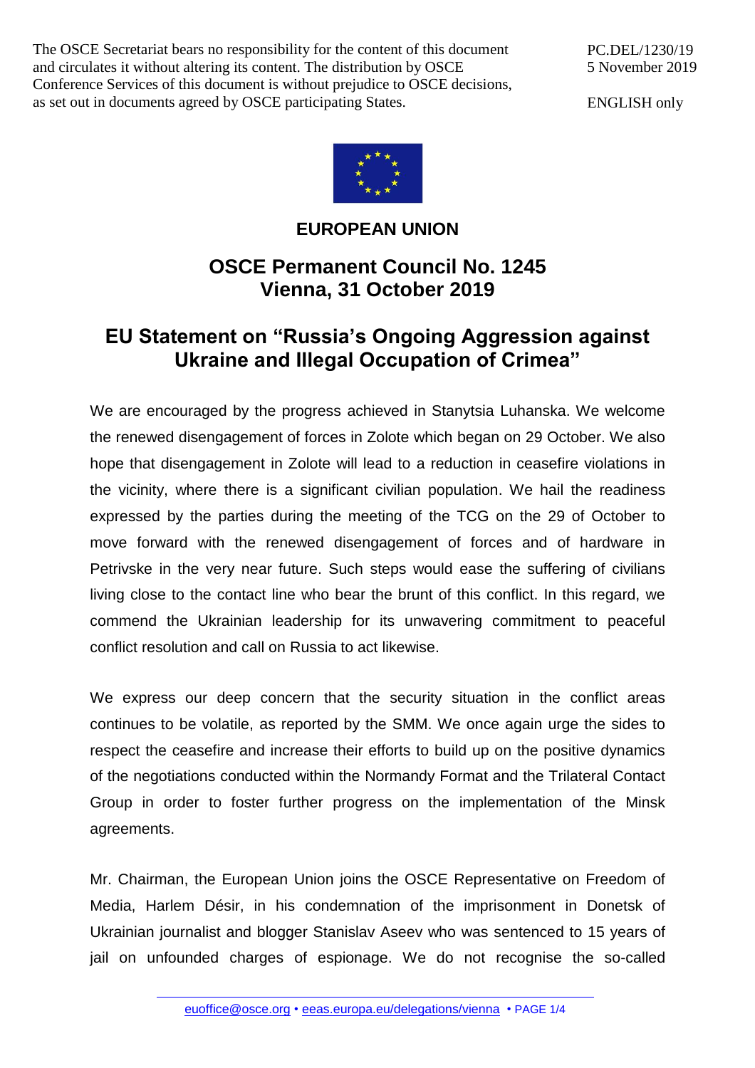The OSCE Secretariat bears no responsibility for the content of this document and circulates it without altering its content. The distribution by OSCE Conference Services of this document is without prejudice to OSCE decisions, as set out in documents agreed by OSCE participating States.

PC.DEL/1230/19
5 November 2019

ENGLISH only

**EUROPEAN UNION**

## OSCE Permanent Council No. 1245
## Vienna, 31 October 2019

# EU Statement on "Russia's Ongoing Aggression against Ukraine and Illegal Occupation of Crimea"

We are encouraged by the progress achieved in Stanytsia Luhanska. We welcome the renewed disengagement of forces in Zolote which began on 29 October. We also hope that disengagement in Zolote will lead to a reduction in ceasefire violations in the vicinity, where there is a significant civilian population. We hail the readiness expressed by the parties during the meeting of the TCG on the 29 of October to move forward with the renewed disengagement of forces and of hardware in Petrivske in the very near future. Such steps would ease the suffering of civilians living close to the contact line who bear the brunt of this conflict. In this regard, we commend the Ukrainian leadership for its unwavering commitment to peaceful conflict resolution and call on Russia to act likewise.

We express our deep concern that the security situation in the conflict areas continues to be volatile, as reported by the SMM. We once again urge the sides to respect the ceasefire and increase their efforts to build up on the positive dynamics of the negotiations conducted within the Normandy Format and the Trilateral Contact Group in order to foster further progress on the implementation of the Minsk agreements.

Mr. Chairman, the European Union joins the OSCE Representative on Freedom of Media, Harlem Désir, in his condemnation of the imprisonment in Donetsk of Ukrainian journalist and blogger Stanislav Aseev who was sentenced to 15 years of jail on unfounded charges of espionage. We do not recognise the so-called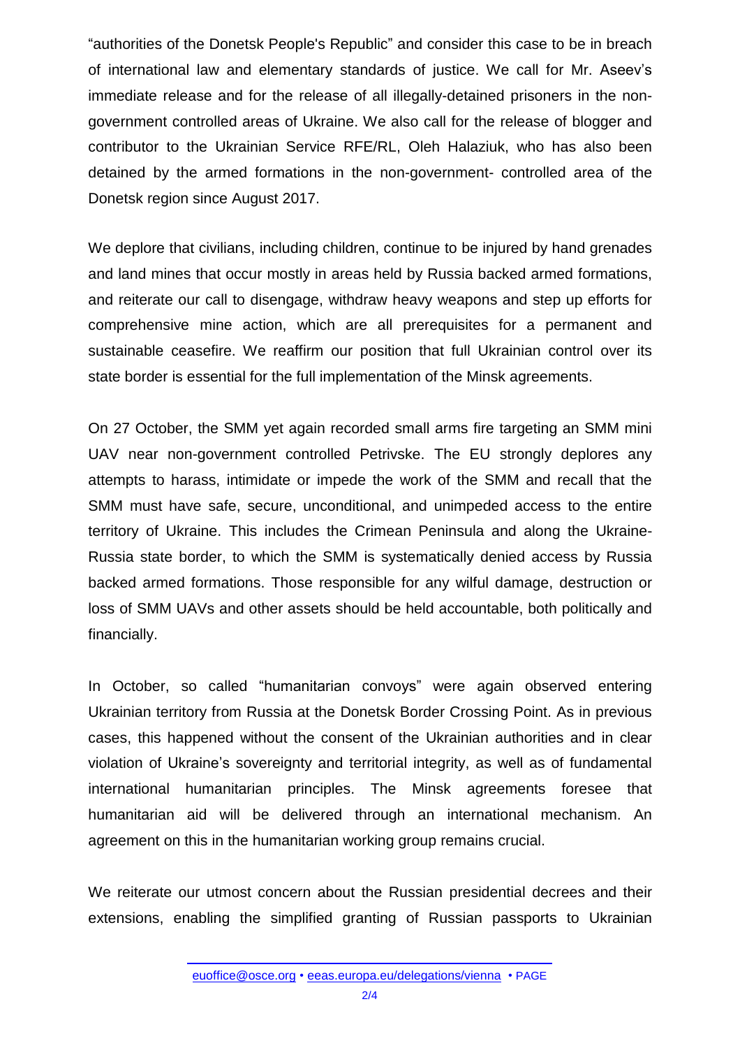“authorities of the Donetsk People's Republic” and consider this case to be in breach of international law and elementary standards of justice. We call for Mr. Aseev’s immediate release and for the release of all illegally-detained prisoners in the non-government controlled areas of Ukraine. We also call for the release of blogger and contributor to the Ukrainian Service RFE/RL, Oleh Halaziuk, who has also been detained by the armed formations in the non-government- controlled area of the Donetsk region since August 2017.

We deplore that civilians, including children, continue to be injured by hand grenades and land mines that occur mostly in areas held by Russia backed armed formations, and reiterate our call to disengage, withdraw heavy weapons and step up efforts for comprehensive mine action, which are all prerequisites for a permanent and sustainable ceasefire. We reaffirm our position that full Ukrainian control over its state border is essential for the full implementation of the Minsk agreements.

On 27 October, the SMM yet again recorded small arms fire targeting an SMM mini UAV near non-government controlled Petrivske. The EU strongly deplores any attempts to harass, intimidate or impede the work of the SMM and recall that the SMM must have safe, secure, unconditional, and unimpeded access to the entire territory of Ukraine. This includes the Crimean Peninsula and along the Ukraine-Russia state border, to which the SMM is systematically denied access by Russia backed armed formations. Those responsible for any wilful damage, destruction or loss of SMM UAVs and other assets should be held accountable, both politically and financially.

In October, so called “humanitarian convoys” were again observed entering Ukrainian territory from Russia at the Donetsk Border Crossing Point. As in previous cases, this happened without the consent of the Ukrainian authorities and in clear violation of Ukraine’s sovereignty and territorial integrity, as well as of fundamental international humanitarian principles. The Minsk agreements foresee that humanitarian aid will be delivered through an international mechanism. An agreement on this in the humanitarian working group remains crucial.

We reiterate our utmost concern about the Russian presidential decrees and their extensions, enabling the simplified granting of Russian passports to Ukrainian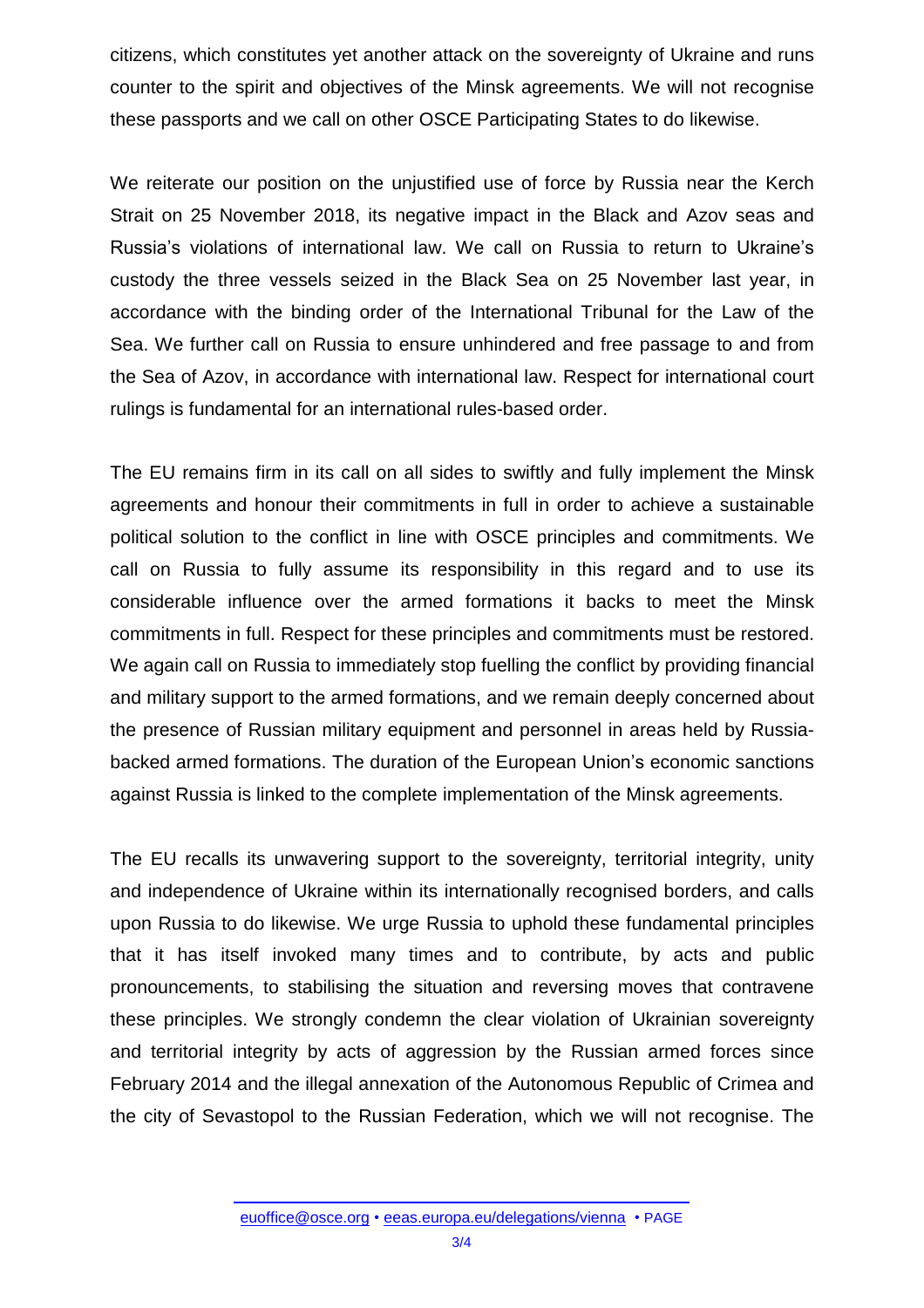citizens, which constitutes yet another attack on the sovereignty of Ukraine and runs counter to the spirit and objectives of the Minsk agreements. We will not recognise these passports and we call on other OSCE Participating States to do likewise.

We reiterate our position on the unjustified use of force by Russia near the Kerch Strait on 25 November 2018, its negative impact in the Black and Azov seas and Russia's violations of international law. We call on Russia to return to Ukraine's custody the three vessels seized in the Black Sea on 25 November last year, in accordance with the binding order of the International Tribunal for the Law of the Sea. We further call on Russia to ensure unhindered and free passage to and from the Sea of Azov, in accordance with international law. Respect for international court rulings is fundamental for an international rules-based order.

The EU remains firm in its call on all sides to swiftly and fully implement the Minsk agreements and honour their commitments in full in order to achieve a sustainable political solution to the conflict in line with OSCE principles and commitments. We call on Russia to fully assume its responsibility in this regard and to use its considerable influence over the armed formations it backs to meet the Minsk commitments in full. Respect for these principles and commitments must be restored. We again call on Russia to immediately stop fuelling the conflict by providing financial and military support to the armed formations, and we remain deeply concerned about the presence of Russian military equipment and personnel in areas held by Russia-backed armed formations. The duration of the European Union's economic sanctions against Russia is linked to the complete implementation of the Minsk agreements.

The EU recalls its unwavering support to the sovereignty, territorial integrity, unity and independence of Ukraine within its internationally recognised borders, and calls upon Russia to do likewise. We urge Russia to uphold these fundamental principles that it has itself invoked many times and to contribute, by acts and public pronouncements, to stabilising the situation and reversing moves that contravene these principles. We strongly condemn the clear violation of Ukrainian sovereignty and territorial integrity by acts of aggression by the Russian armed forces since February 2014 and the illegal annexation of the Autonomous Republic of Crimea and the city of Sevastopol to the Russian Federation, which we will not recognise. The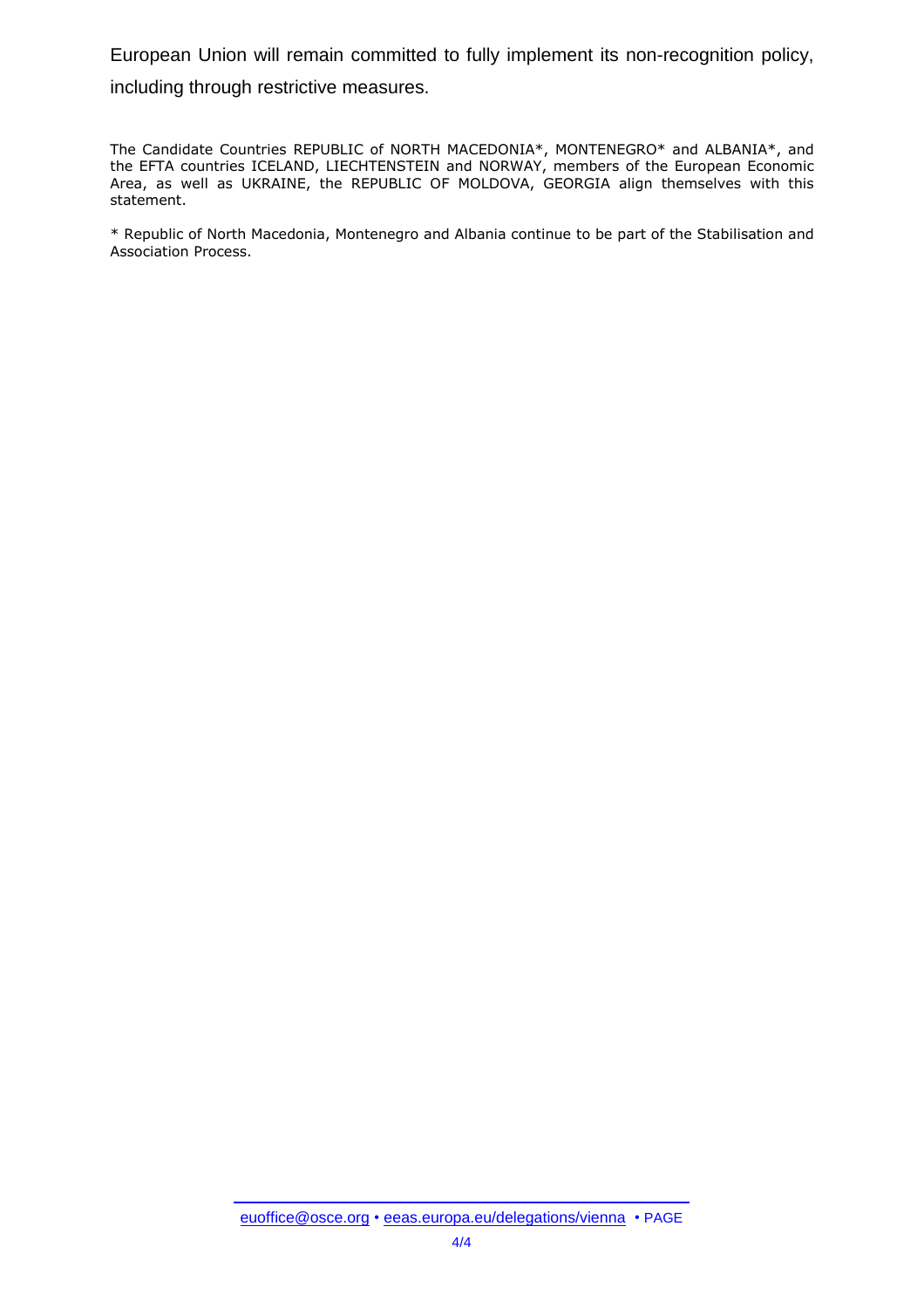European Union will remain committed to fully implement its non-recognition policy, including through restrictive measures.

The Candidate Countries REPUBLIC of NORTH MACEDONIA*, MONTENEGRO* and ALBANIA*, and the EFTA countries ICELAND, LIECHTENSTEIN and NORWAY, members of the European Economic Area, as well as UKRAINE, the REPUBLIC OF MOLDOVA, GEORGIA align themselves with this statement.

* Republic of North Macedonia, Montenegro and Albania continue to be part of the Stabilisation and Association Process.